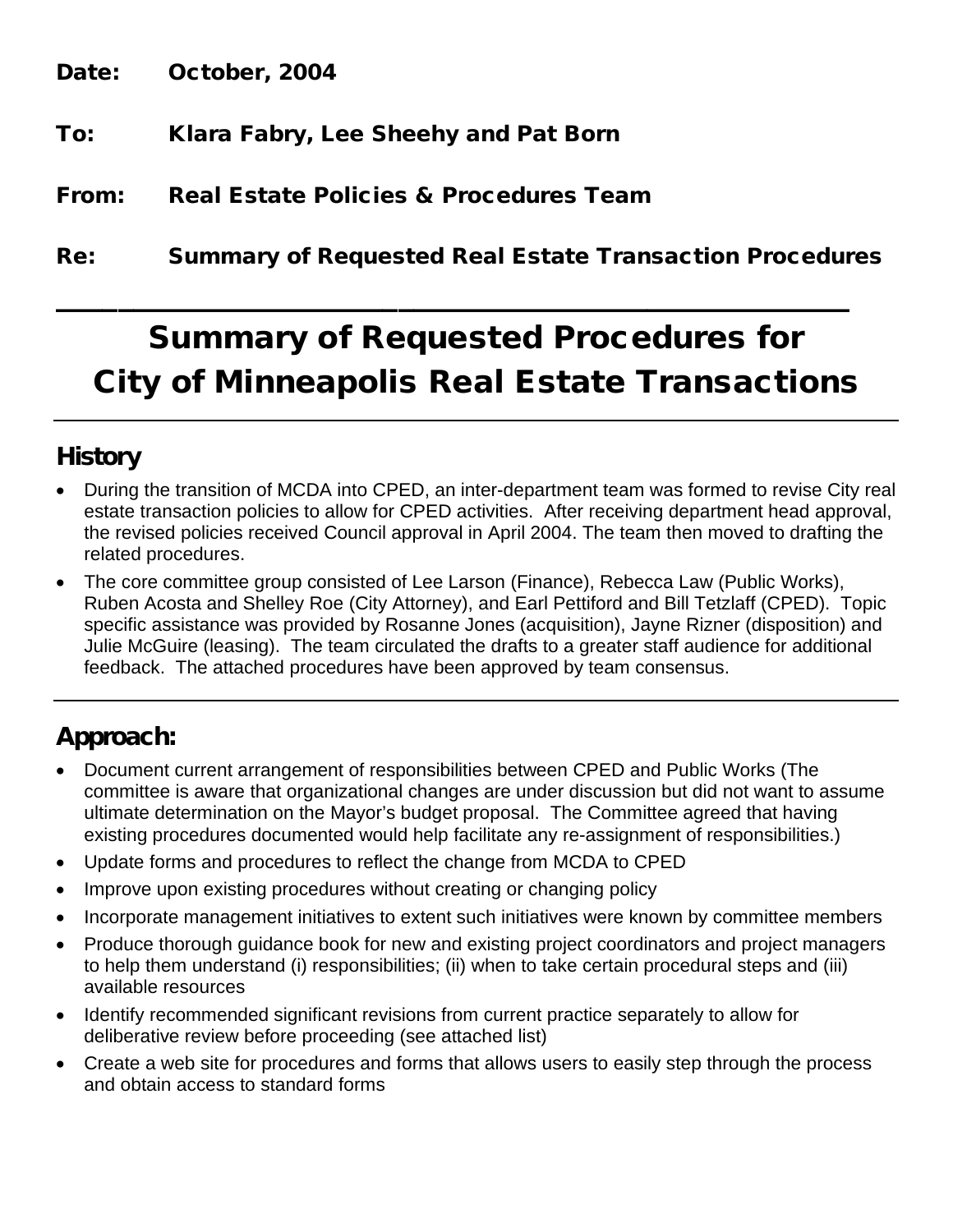**Date:** October, 2004

**To:** Klara Fabry, Lee Sheehy and Pat Born

**From:** Real Estate Policies & Procedures Team

**Re:** Summary of Requested Real Estate Transaction Procedures

---

# Summary of Requested Procedures for City of Minneapolis Real Estate Transactions

## History

- During the transition of MCDA into CPED, an inter-department team was formed to revise City real estate transaction policies to allow for CPED activities. After receiving department head approval, the revised policies received Council approval in April 2004. The team then moved to drafting the related procedures.
- The core committee group consisted of Lee Larson (Finance), Rebecca Law (Public Works), Ruben Acosta and Shelley Roe (City Attorney), and Earl Pettiford and Bill Tetzlaff (CPED). Topic specific assistance was provided by Rosanne Jones (acquisition), Jayne Rizner (disposition) and Julie McGuire (leasing). The team circulated the drafts to a greater staff audience for additional feedback. The attached procedures have been approved by team consensus.

## Approach:

- Document current arrangement of responsibilities between CPED and Public Works (The committee is aware that organizational changes are under discussion but did not want to assume ultimate determination on the Mayor's budget proposal. The Committee agreed that having existing procedures documented would help facilitate any re-assignment of responsibilities.)
- Update forms and procedures to reflect the change from MCDA to CPED
- Improve upon existing procedures without creating or changing policy
- Incorporate management initiatives to extent such initiatives were known by committee members
- Produce thorough guidance book for new and existing project coordinators and project managers to help them understand (i) responsibilities; (ii) when to take certain procedural steps and (iii) available resources
- Identify recommended significant revisions from current practice separately to allow for deliberative review before proceeding (see attached list)
- Create a web site for procedures and forms that allows users to easily step through the process and obtain access to standard forms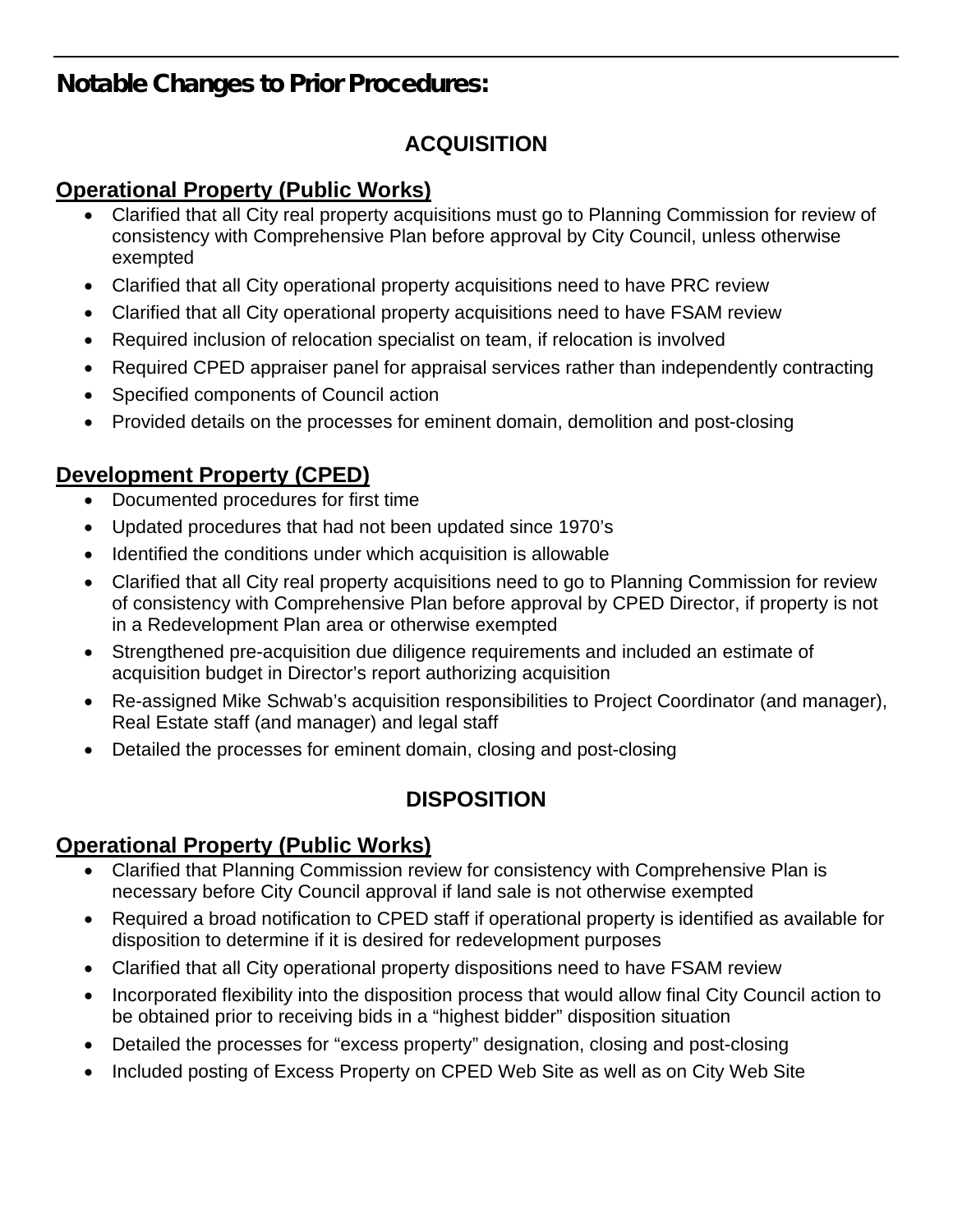# Notable Changes to Prior Procedures:

## ACQUISITION

### Operational Property (Public Works)

- Clarified that all City real property acquisitions must go to Planning Commission for review of consistency with Comprehensive Plan before approval by City Council, unless otherwise exempted
- Clarified that all City operational property acquisitions need to have PRC review
- Clarified that all City operational property acquisitions need to have FSAM review
- Required inclusion of relocation specialist on team, if relocation is involved
- Required CPED appraiser panel for appraisal services rather than independently contracting
- Specified components of Council action
- Provided details on the processes for eminent domain, demolition and post-closing

### Development Property (CPED)

- Documented procedures for first time
- Updated procedures that had not been updated since 1970's
- Identified the conditions under which acquisition is allowable
- Clarified that all City real property acquisitions need to go to Planning Commission for review of consistency with Comprehensive Plan before approval by CPED Director, if property is not in a Redevelopment Plan area or otherwise exempted
- Strengthened pre-acquisition due diligence requirements and included an estimate of acquisition budget in Director's report authorizing acquisition
- Re-assigned Mike Schwab's acquisition responsibilities to Project Coordinator (and manager), Real Estate staff (and manager) and legal staff
- Detailed the processes for eminent domain, closing and post-closing

## DISPOSITION

### Operational Property (Public Works)

- Clarified that Planning Commission review for consistency with Comprehensive Plan is necessary before City Council approval if land sale is not otherwise exempted
- Required a broad notification to CPED staff if operational property is identified as available for disposition to determine if it is desired for redevelopment purposes
- Clarified that all City operational property dispositions need to have FSAM review
- Incorporated flexibility into the disposition process that would allow final City Council action to be obtained prior to receiving bids in a "highest bidder" disposition situation
- Detailed the processes for "excess property" designation, closing and post-closing
- Included posting of Excess Property on CPED Web Site as well as on City Web Site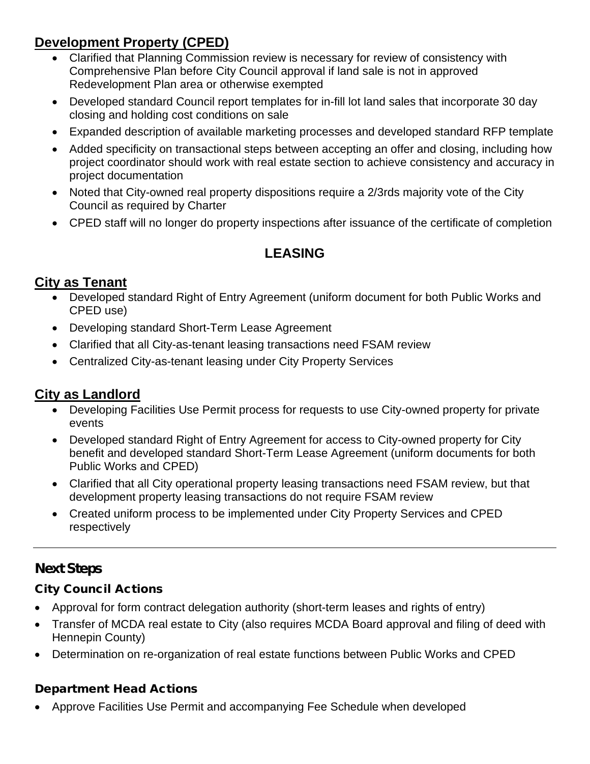## Development Property (CPED)

- Clarified that Planning Commission review is necessary for review of consistency with Comprehensive Plan before City Council approval if land sale is not in approved Redevelopment Plan area or otherwise exempted
- Developed standard Council report templates for in-fill lot land sales that incorporate 30 day closing and holding cost conditions on sale
- Expanded description of available marketing processes and developed standard RFP template
- Added specificity on transactional steps between accepting an offer and closing, including how project coordinator should work with real estate section to achieve consistency and accuracy in project documentation
- Noted that City-owned real property dispositions require a 2/3rds majority vote of the City Council as required by Charter
- CPED staff will no longer do property inspections after issuance of the certificate of completion

# LEASING

## City as Tenant

- Developed standard Right of Entry Agreement (uniform document for both Public Works and CPED use)
- Developing standard Short-Term Lease Agreement
- Clarified that all City-as-tenant leasing transactions need FSAM review
- Centralized City-as-tenant leasing under City Property Services

## City as Landlord

- Developing Facilities Use Permit process for requests to use City-owned property for private events
- Developed standard Right of Entry Agreement for access to City-owned property for City benefit and developed standard Short-Term Lease Agreement (uniform documents for both Public Works and CPED)
- Clarified that all City operational property leasing transactions need FSAM review, but that development property leasing transactions do not require FSAM review
- Created uniform process to be implemented under City Property Services and CPED respectively

---

## Next Steps

### City Council Actions

- Approval for form contract delegation authority (short-term leases and rights of entry)
- Transfer of MCDA real estate to City (also requires MCDA Board approval and filing of deed with Hennepin County)
- Determination on re-organization of real estate functions between Public Works and CPED

### Department Head Actions

- Approve Facilities Use Permit and accompanying Fee Schedule when developed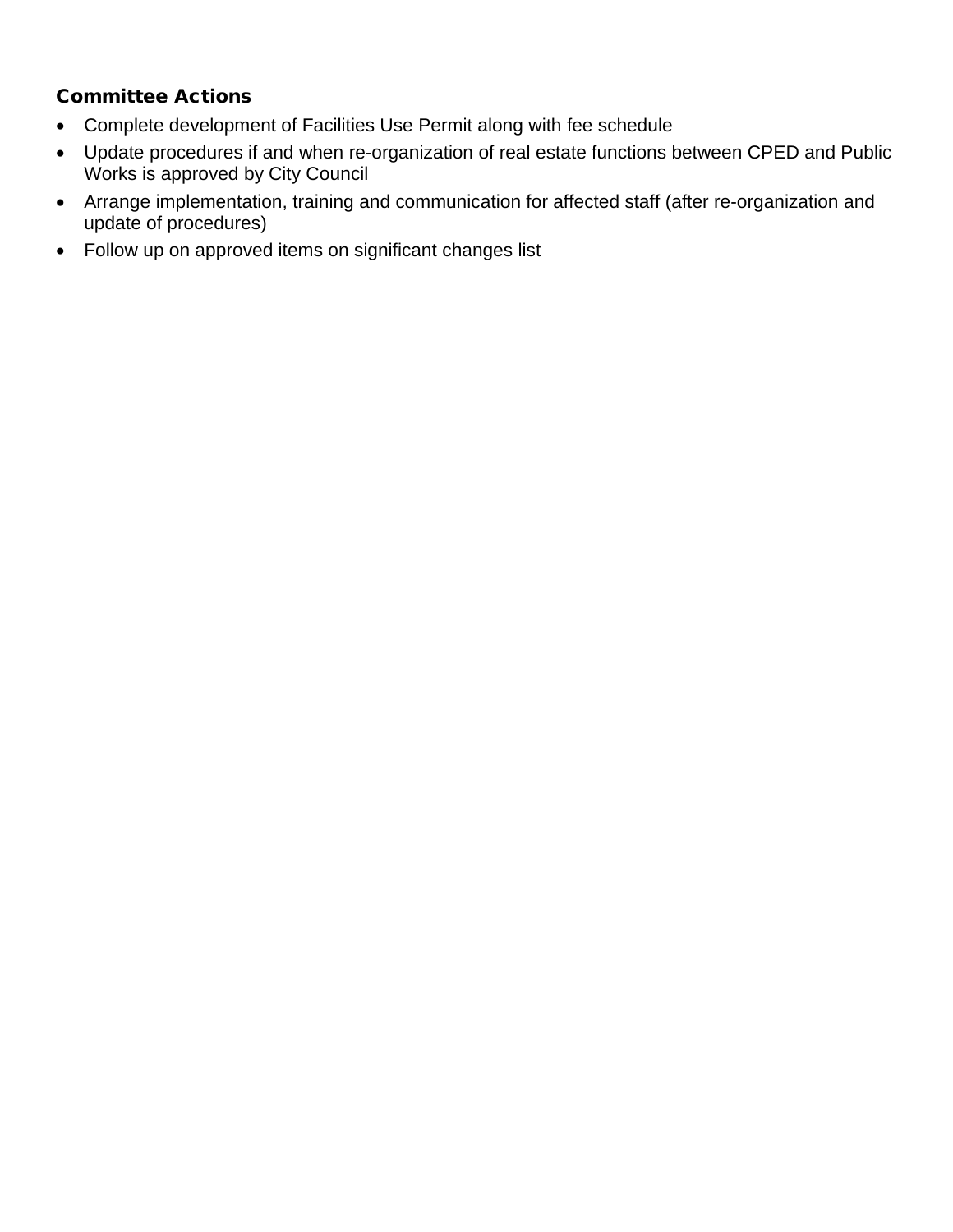### Committee Actions

- Complete development of Facilities Use Permit along with fee schedule
- Update procedures if and when re-organization of real estate functions between CPED and Public Works is approved by City Council
- Arrange implementation, training and communication for affected staff (after re-organization and update of procedures)
- Follow up on approved items on significant changes list